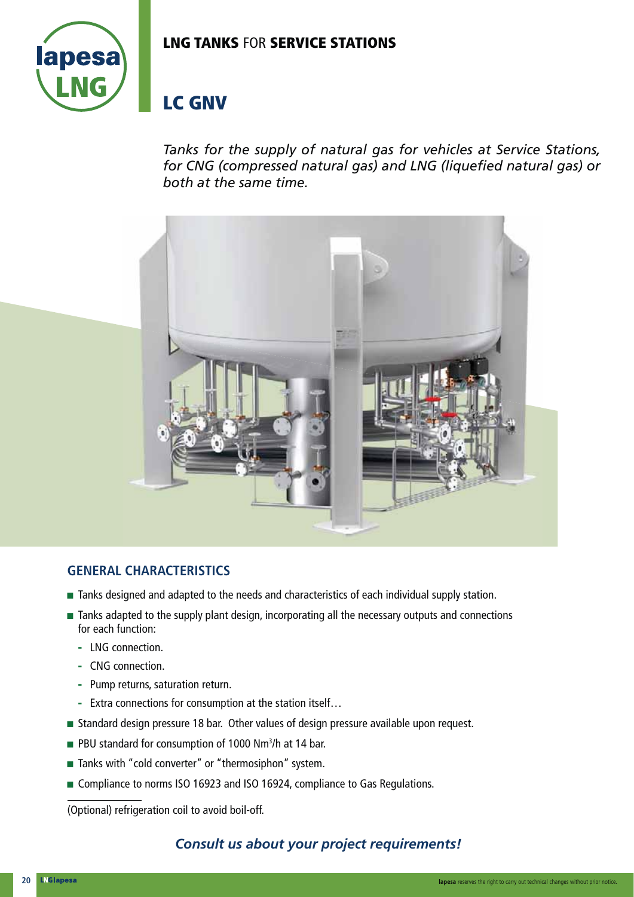## LNG TANKS FOR SERVICE STATIONS

# LC GNV

*Tanks for the supply of natural gas for vehicles at Service Stations, for CNG (compressed natural gas) and LNG (liquefied natural gas) or both at the same time.*

### GENERAL CHARACTERISTICS

- Tanks designed and adapted to the needs and characteristics of each individual supply station.
- Tanks adapted to the supply plant design, incorporating all the necessary outputs and connections for each function:
  - LNG connection.
  - CNG connection.
  - Pump returns, saturation return.
  - Extra connections for consumption at the station itself…
- Standard design pressure 18 bar. Other values of design pressure available upon request.
- PBU standard for consumption of 1000 $Nm^3/h$ at 14 bar.
- Tanks with "cold converter" or "thermosiphon" system.
- Compliance to norms ISO 16923 and ISO 16924, compliance to Gas Regulations.

---

(Optional) refrigeration coil to avoid boil-off.

***Consult us about your project requirements!***

lapesa reserves the right to carry out technical changes without prior notice.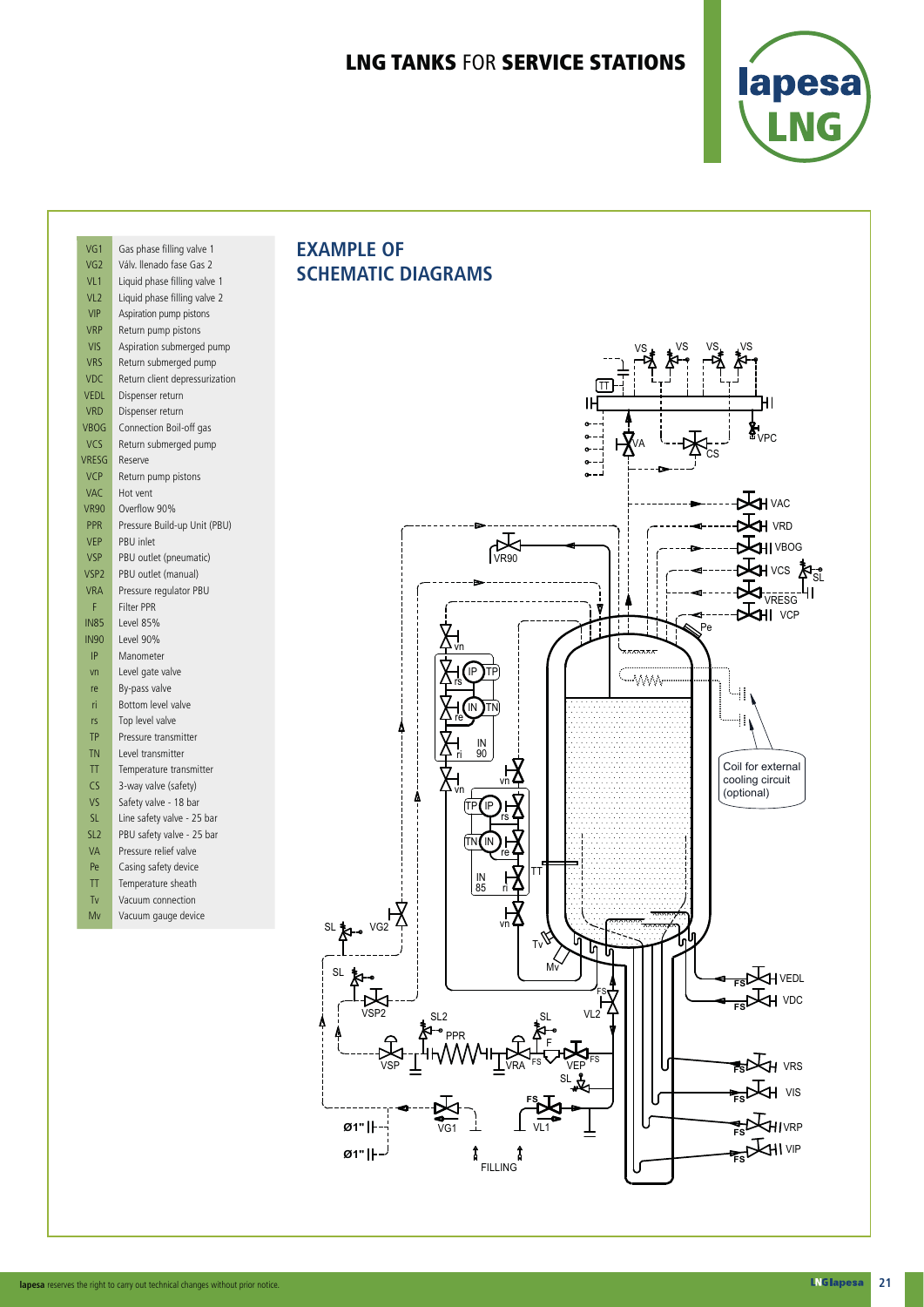# LNG TANKS FOR SERVICE STATIONS

| | |
|---|---|
| VG1 | Gas phase filling valve 1 |
| VG2 | Válv. llenado fase Gas 2 |
| VL1 | Liquid phase filling valve 1 |
| VL2 | Liquid phase filling valve 2 |
| VIP | Aspiration pump pistons |
| VRP | Return pump pistons |
| VIS | Aspiration submerged pump |
| VRS | Return submerged pump |
| VDC | Return client depressurization |
| VEDL | Dispenser return |
| VRD | Dispenser return |
| VBOG | Connection Boil-off gas |
| VCS | Return submerged pump |
| VRESG | Reserve |
| VCP | Return pump pistons |
| VAC | Hot vent |
| VR90 | Overflow 90% |
| PPR | Pressure Build-up Unit (PBU) |
| VEP | PBU inlet |
| VSP | PBU outlet (pneumatic) |
| VSP2 | PBU outlet (manual) |
| VRA | Pressure regulator PBU |
| F | Filter PPR |
| IN85 | Level 85% |
| IN90 | Level 90% |
| IP | Manometer |
| vn | Level gate valve |
| re | By-pass valve |
| ri | Bottom level valve |
| rs | Top level valve |
| TP | Pressure transmitter |
| TN | Level transmitter |
| TT | Temperature transmitter |
| CS | 3-way valve (safety) |
| VS | Safety valve - 18 bar |
| SL | Line safety valve - 25 bar |
| SL2 | PBU safety valve - 25 bar |
| VA | Pressure relief valve |
| Pe | Casing safety device |
| TT | Temperature sheath |
| Tv | Vacuum connection |
| Mv | Vacuum gauge device |

## EXAMPLE OF SCHEMATIC DIAGRAMS

VS VS VS VS
TT
VA
CS
VPC
VAC
VRD
VBOG
VCS
SL
VRESG
VCP
VR90
Pe
vn
IP TP
rs
IN TN
re
ri IN 90
vn
vn
TP IP
rs
TN IN
re
IN 85 ri
TT
vn
Coil for external cooling circuit (optional)
SL VG2
Tv
Mv
SL
VSP2
FS
VL2
VEDL
VDC
SL2
PPR
SL
F
VSP
VRA
FS
VEP
FS
SL
VRS
VIS
FS
VG1
VL1
Ø1"
Ø1"
VRP
VIP
FILLING

**lapesa** reserves the right to carry out technical changes without prior notice.